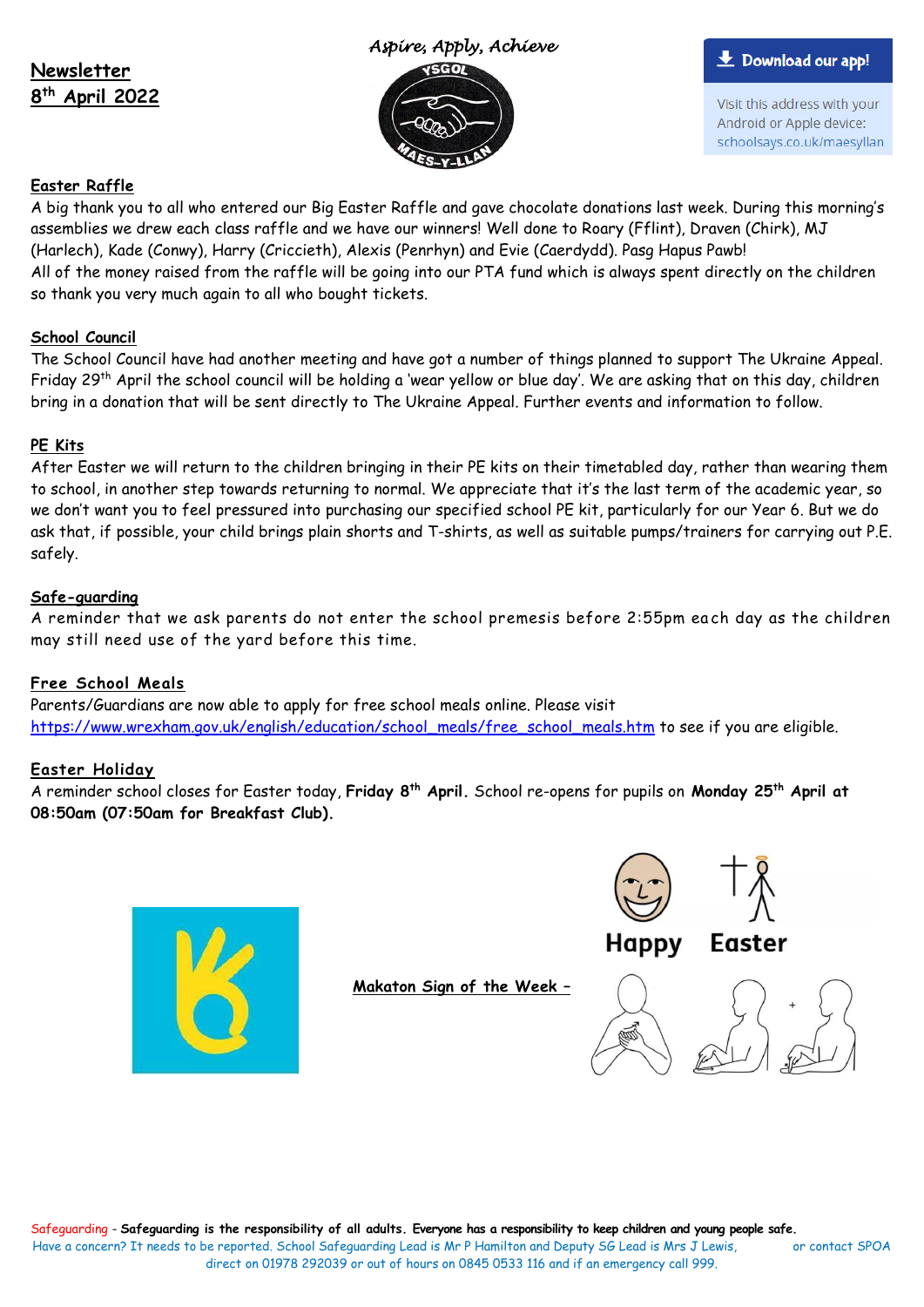**Newsletter**
**8th April 2022**

*Aspire, Apply, Achieve*

YSGOL MAES-Y-LLAN

**Download our app!**

Visit this address with your Android or Apple device: schoolsays.co.uk/maesyllan

## Easter Raffle

A big thank you to all who entered our Big Easter Raffle and gave chocolate donations last week. During this morning's assemblies we drew each class raffle and we have our winners! Well done to Roary (Fflint), Draven (Chirk), MJ (Harlech), Kade (Conwy), Harry (Criccieth), Alexis (Penrhyn) and Evie (Caerdydd). Pasg Hapus Pawb!

All of the money raised from the raffle will be going into our PTA fund which is always spent directly on the children so thank you very much again to all who bought tickets.

## School Council

The School Council have had another meeting and have got a number of things planned to support The Ukraine Appeal. Friday 29th April the school council will be holding a 'wear yellow or blue day'. We are asking that on this day, children bring in a donation that will be sent directly to The Ukraine Appeal. Further events and information to follow.

## PE Kits

After Easter we will return to the children bringing in their PE kits on their timetabled day, rather than wearing them to school, in another step towards returning to normal. We appreciate that it's the last term of the academic year, so we don't want you to feel pressured into purchasing our specified school PE kit, particularly for our Year 6. But we do ask that, if possible, your child brings plain shorts and T-shirts, as well as suitable pumps/trainers for carrying out P.E. safely.

## Safe-guarding

A reminder that we ask parents do not enter the school premesis before 2:55pm each day as the children may still need use of the yard before this time.

## Free School Meals

Parents/Guardians are now able to apply for free school meals online. Please visit https://www.wrexham.gov.uk/english/education/school_meals/free_school_meals.htm to see if you are eligible.

## Easter Holiday

A reminder school closes for Easter today, **Friday 8th April.** School re-opens for pupils on **Monday 25th April at 08:50am (07:50am for Breakfast Club).**

**Makaton Sign of the Week –**

Happy Easter

Safeguarding - **Safeguarding is the responsibility of all adults. Everyone has a responsibility to keep children and young people safe.**
Have a concern? It needs to be reported. School Safeguarding Lead is Mr P Hamilton and Deputy SG Lead is Mrs J Lewis, or contact SPOA direct on 01978 292039 or out of hours on 0845 0533 116 and if an emergency call 999.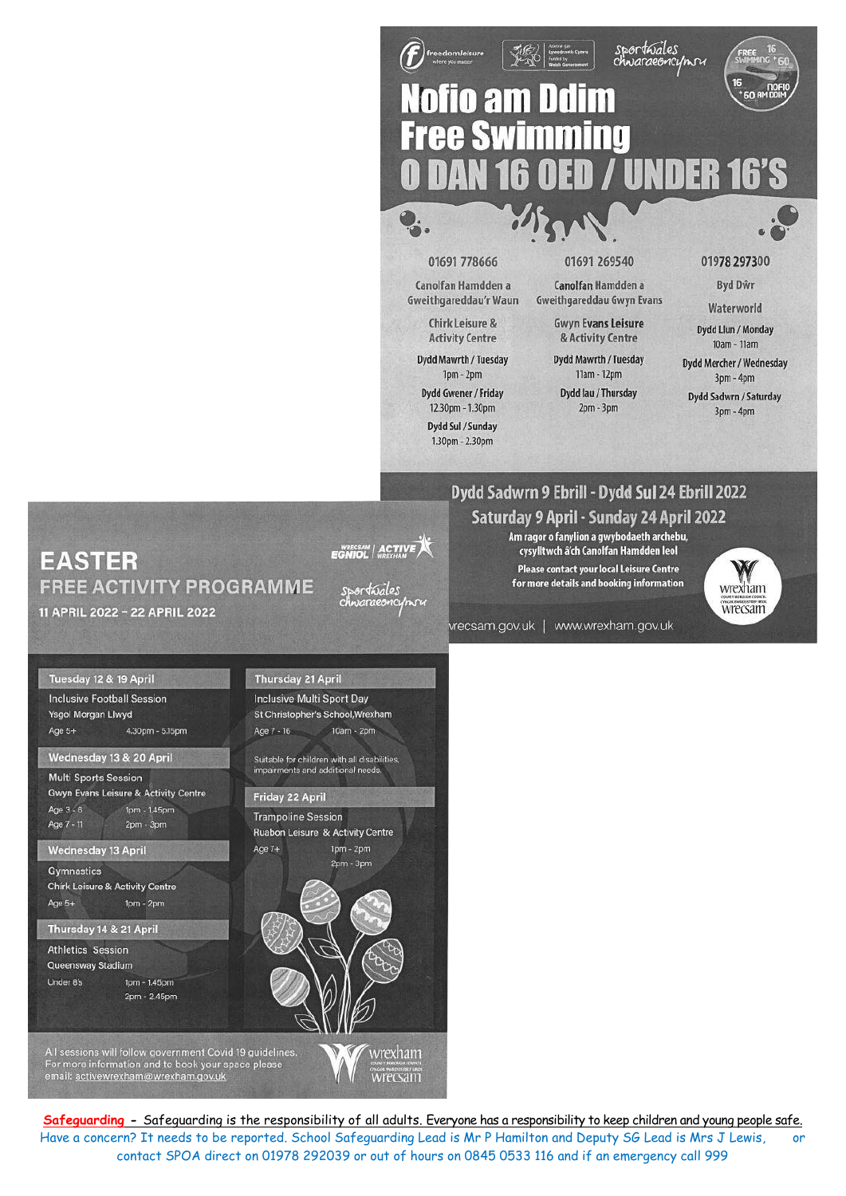# Nofio am Ddim Free Swimming
## 0 DAN 16 OED / UNDER 16'S

FREE SWIMMING 16 + 60 / NOFIO 16 + 60 AM DDIM

| 01691 778666 | 01691 269540 | 01978 297300 |
|---|---|---|
| Canolfan Hamdden a Gweithgareddau'r Waun | Canolfan Hamdden a Gweithgareddau Gwyn Evans | Byd Dŵr |
| Chirk Leisure & Activity Centre | Gwyn Evans Leisure & Activity Centre | Waterworld |
| Dydd Mawrth / Tuesday 1pm - 2pm | Dydd Mawrth / Tuesday 11am - 12pm | Dydd Llun / Monday 10am - 11am |
| Dydd Gwener / Friday 12.30pm - 1.30pm | Dydd Iau / Thursday 2pm - 3pm | Dydd Mercher / Wednesday 3pm - 4pm |
| Dydd Sul / Sunday 1.30pm - 2.30pm | | Dydd Sadwrn / Saturday 3pm - 4pm |

**Dydd Sadwrn 9 Ebrill - Dydd Sul 24 Ebrill 2022**

**Saturday 9 April - Sunday 24 April 2022**

Am ragor o fanylion a gwybodaeth archebu, cysylltwch â'ch Canolfan Hamdden leol

Please contact your local Leisure Centre for more details and booking information

wrecsam.gov.uk | www.wrexham.gov.uk

# EASTER FREE ACTIVITY PROGRAMME

**11 APRIL 2022 – 22 APRIL 2022**

**Tuesday 12 & 19 April**
Inclusive Football Session
Ysgol Morgan Llwyd
Age 5+ 4.30pm - 5.15pm

**Wednesday 13 & 20 April**
Multi Sports Session
Gwyn Evans Leisure & Activity Centre
Age 3 - 6 1pm - 1.45pm
Age 7 - 11 2pm - 3pm

**Wednesday 13 April**
Gymnastics
Chirk Leisure & Activity Centre
Age 5+ 1pm - 2pm

**Thursday 14 & 21 April**
Athletics Session
Queensway Stadium
Under 8's 1pm - 1.45pm
2pm - 2.45pm

**Thursday 21 April**
Inclusive Multi Sport Day
St Christopher's School, Wrexham
Age 7 - 16 10am - 2pm

Suitable for children with all disabilities, impairments and additional needs.

**Friday 22 April**
Trampoline Session
Ruabon Leisure & Activity Centre
Age 7+ 1pm - 2pm
2pm - 3pm

All sessions will follow government Covid 19 guidelines.
For more information and to book your space please email: activewrexham@wrexham.gov.uk

**Safeguarding** - Safeguarding is the responsibility of all adults. Everyone has a responsibility to keep children and young people safe. Have a concern? It needs to be reported. School Safeguarding Lead is Mr P Hamilton and Deputy SG Lead is Mrs J Lewis, or contact SPOA direct on 01978 292039 or out of hours on 0845 0533 116 and if an emergency call 999